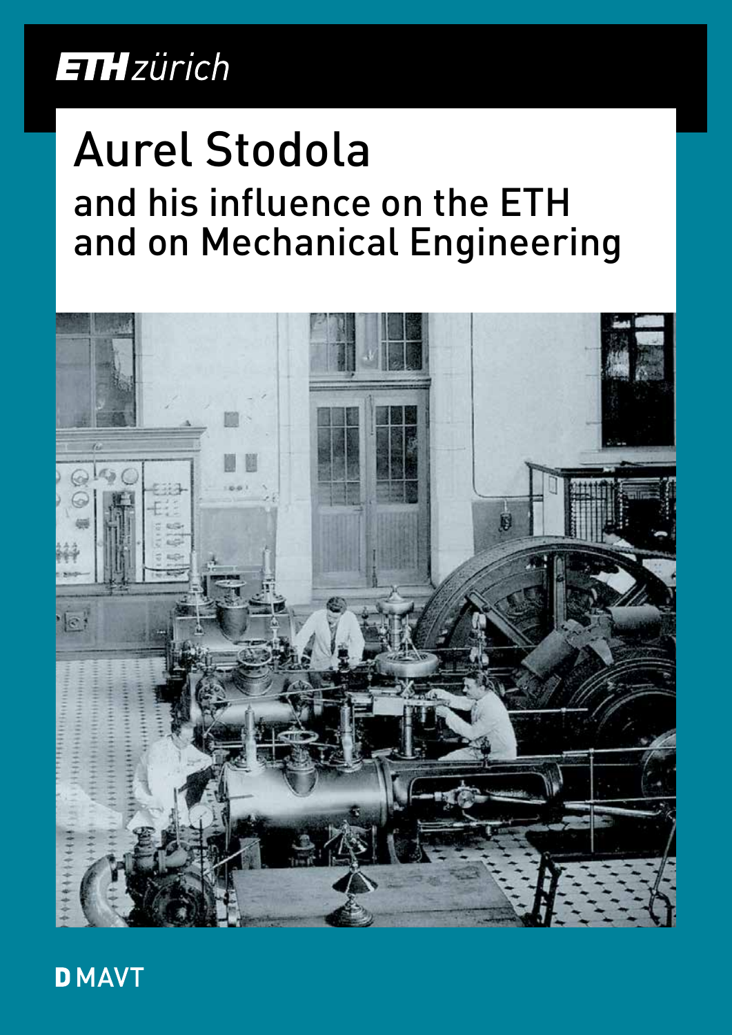ETH zürich

# Aurel Stodola

## and his influence on the ETH and on Mechanical Engineering

D MAVT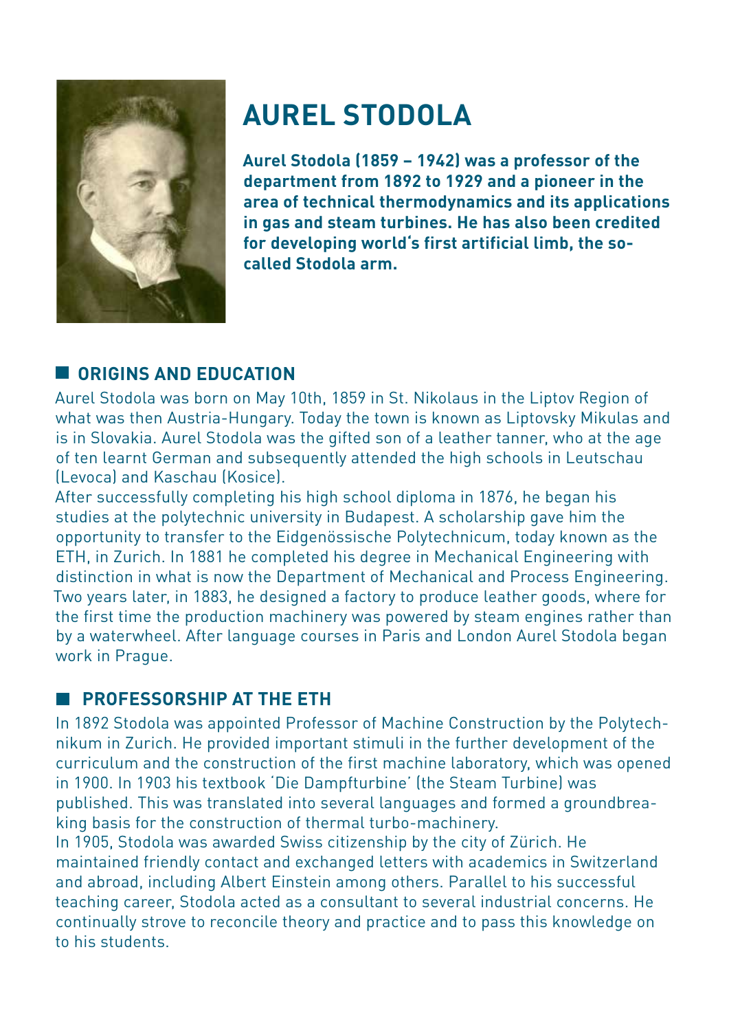# AUREL STODOLA

**Aurel Stodola (1859 – 1942) was a professor of the department from 1892 to 1929 and a pioneer in the area of technical thermodynamics and its applications in gas and steam turbines. He has also been credited for developing world's first artificial limb, the so-called Stodola arm.**

## ORIGINS AND EDUCATION

Aurel Stodola was born on May 10th, 1859 in St. Nikolaus in the Liptov Region of what was then Austria-Hungary. Today the town is known as Liptovsky Mikulas and is in Slovakia. Aurel Stodola was the gifted son of a leather tanner, who at the age of ten learnt German and subsequently attended the high schools in Leutschau (Levoca) and Kaschau (Kosice).

After successfully completing his high school diploma in 1876, he began his studies at the polytechnic university in Budapest. A scholarship gave him the opportunity to transfer to the Eidgenössische Polytechnicum, today known as the ETH, in Zurich. In 1881 he completed his degree in Mechanical Engineering with distinction in what is now the Department of Mechanical and Process Engineering. Two years later, in 1883, he designed a factory to produce leather goods, where for the first time the production machinery was powered by steam engines rather than by a waterwheel. After language courses in Paris and London Aurel Stodola began work in Prague.

## PROFESSORSHIP AT THE ETH

In 1892 Stodola was appointed Professor of Machine Construction by the Polytechnikum in Zurich. He provided important stimuli in the further development of the curriculum and the construction of the first machine laboratory, which was opened in 1900. In 1903 his textbook 'Die Dampfturbine' (the Steam Turbine) was published. This was translated into several languages and formed a groundbreaking basis for the construction of thermal turbo-machinery.

In 1905, Stodola was awarded Swiss citizenship by the city of Zürich. He maintained friendly contact and exchanged letters with academics in Switzerland and abroad, including Albert Einstein among others. Parallel to his successful teaching career, Stodola acted as a consultant to several industrial concerns. He continually strove to reconcile theory and practice and to pass this knowledge on to his students.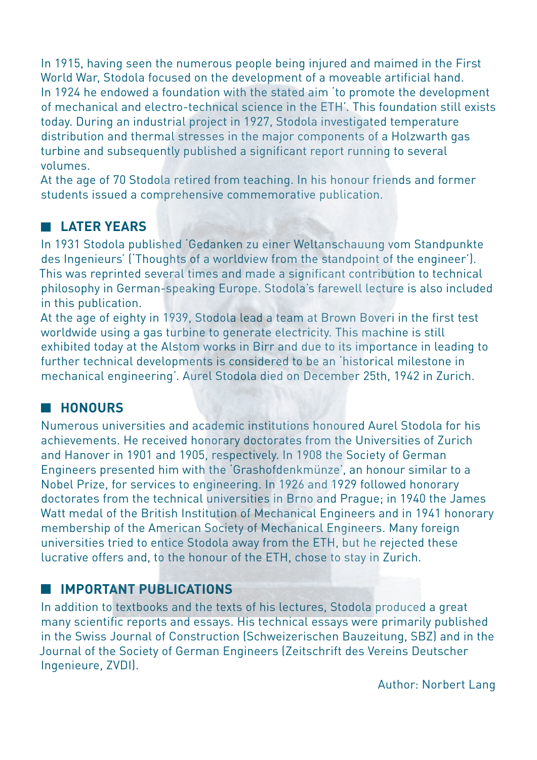In 1915, having seen the numerous people being injured and maimed in the First World War, Stodola focused on the development of a moveable artificial hand. In 1924 he endowed a foundation with the stated aim 'to promote the development of mechanical and electro-technical science in the ETH'. This foundation still exists today. During an industrial project in 1927, Stodola investigated temperature distribution and thermal stresses in the major components of a Holzwarth gas turbine and subsequently published a significant report running to several volumes.
At the age of 70 Stodola retired from teaching. In his honour friends and former students issued a comprehensive commemorative publication.

## LATER YEARS

In 1931 Stodola published 'Gedanken zu einer Weltanschauung vom Standpunkte des Ingenieurs' ('Thoughts of a worldview from the standpoint of the engineer'). This was reprinted several times and made a significant contribution to technical philosophy in German-speaking Europe. Stodola's farewell lecture is also included in this publication.
At the age of eighty in 1939, Stodola lead a team at Brown Boveri in the first test worldwide using a gas turbine to generate electricity. This machine is still exhibited today at the Alstom works in Birr and due to its importance in leading to further technical developments is considered to be an 'historical milestone in mechanical engineering'. Aurel Stodola died on December 25th, 1942 in Zurich.

## HONOURS

Numerous universities and academic institutions honoured Aurel Stodola for his achievements. He received honorary doctorates from the Universities of Zurich and Hanover in 1901 and 1905, respectively. In 1908 the Society of German Engineers presented him with the 'Grashofdenkmünze', an honour similar to a Nobel Prize, for services to engineering. In 1926 and 1929 followed honorary doctorates from the technical universities in Brno and Prague; in 1940 the James Watt medal of the British Institution of Mechanical Engineers and in 1941 honorary membership of the American Society of Mechanical Engineers. Many foreign universities tried to entice Stodola away from the ETH, but he rejected these lucrative offers and, to the honour of the ETH, chose to stay in Zurich.

## IMPORTANT PUBLICATIONS

In addition to textbooks and the texts of his lectures, Stodola produced a great many scientific reports and essays. His technical essays were primarily published in the Swiss Journal of Construction (Schweizerischen Bauzeitung, SBZ) and in the Journal of the Society of German Engineers (Zeitschrift des Vereins Deutscher Ingenieure, ZVDI).

Author: Norbert Lang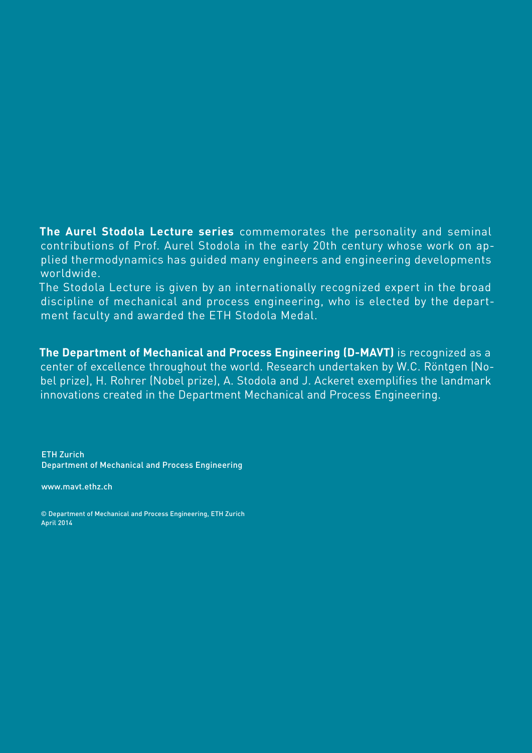**The Aurel Stodola Lecture series** commemorates the personality and seminal contributions of Prof. Aurel Stodola in the early 20th century whose work on applied thermodynamics has guided many engineers and engineering developments worldwide.
The Stodola Lecture is given by an internationally recognized expert in the broad discipline of mechanical and process engineering, who is elected by the department faculty and awarded the ETH Stodola Medal.

**The Department of Mechanical and Process Engineering (D-MAVT)** is recognized as a center of excellence throughout the world. Research undertaken by W.C. Röntgen (Nobel prize), H. Rohrer (Nobel prize), A. Stodola and J. Ackeret exemplifies the landmark innovations created in the Department Mechanical and Process Engineering.

ETH Zurich
Department of Mechanical and Process Engineering

www.mavt.ethz.ch

© Department of Mechanical and Process Engineering, ETH Zurich
April 2014